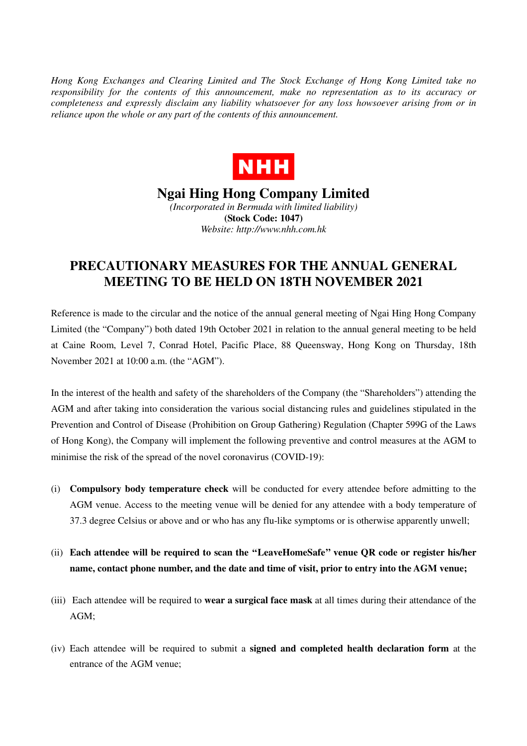*Hong Kong Exchanges and Clearing Limited and The Stock Exchange of Hong Kong Limited take no responsibility for the contents of this announcement, make no representation as to its accuracy or completeness and expressly disclaim any liability whatsoever for any loss howsoever arising from or in reliance upon the whole or any part of the contents of this announcement.*

**NHH**

# Ngai Hing Hong Company Limited

*(Incorporated in Bermuda with limited liability)*

**(Stock Code: 1047)**

*Website: http://www.nhh.com.hk*

## PRECAUTIONARY MEASURES FOR THE ANNUAL GENERAL MEETING TO BE HELD ON 18TH NOVEMBER 2021

Reference is made to the circular and the notice of the annual general meeting of Ngai Hing Hong Company Limited (the "Company") both dated 19th October 2021 in relation to the annual general meeting to be held at Caine Room, Level 7, Conrad Hotel, Pacific Place, 88 Queensway, Hong Kong on Thursday, 18th November 2021 at 10:00 a.m. (the "AGM").

In the interest of the health and safety of the shareholders of the Company (the "Shareholders") attending the AGM and after taking into consideration the various social distancing rules and guidelines stipulated in the Prevention and Control of Disease (Prohibition on Group Gathering) Regulation (Chapter 599G of the Laws of Hong Kong), the Company will implement the following preventive and control measures at the AGM to minimise the risk of the spread of the novel coronavirus (COVID-19):

(i) **Compulsory body temperature check** will be conducted for every attendee before admitting to the AGM venue. Access to the meeting venue will be denied for any attendee with a body temperature of 37.3 degree Celsius or above and or who has any flu-like symptoms or is otherwise apparently unwell;

(ii) **Each attendee will be required to scan the "LeaveHomeSafe" venue QR code or register his/her name, contact phone number, and the date and time of visit, prior to entry into the AGM venue;**

(iii) Each attendee will be required to **wear a surgical face mask** at all times during their attendance of the AGM;

(iv) Each attendee will be required to submit a **signed and completed health declaration form** at the entrance of the AGM venue;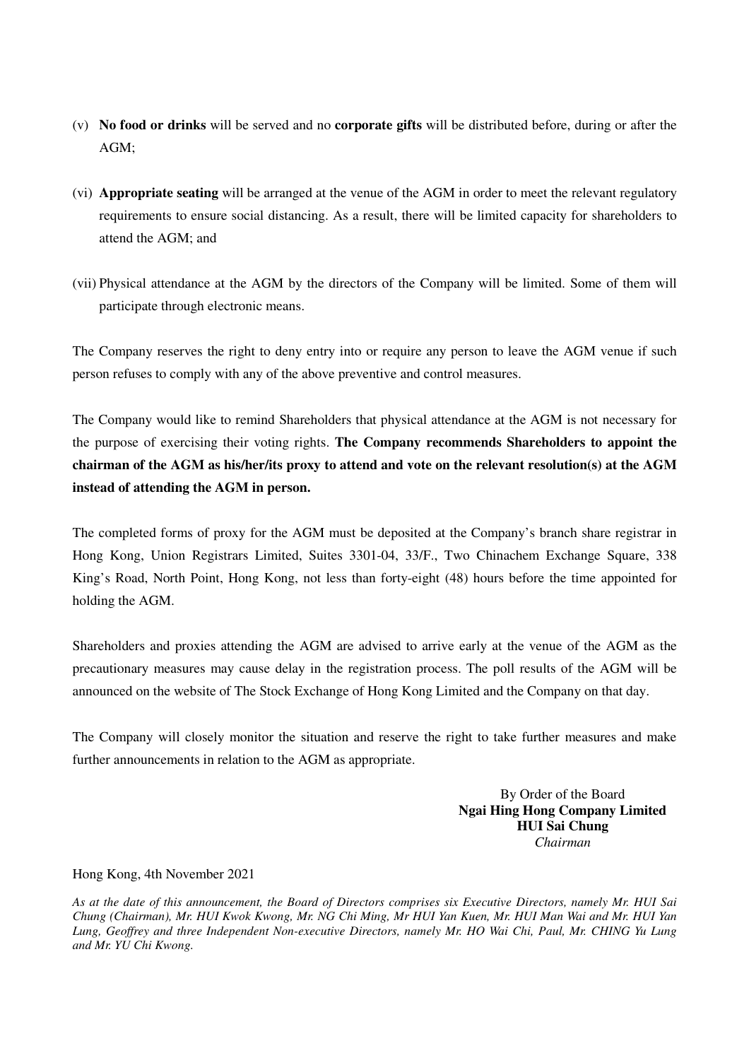(v) **No food or drinks** will be served and no **corporate gifts** will be distributed before, during or after the AGM;

(vi) **Appropriate seating** will be arranged at the venue of the AGM in order to meet the relevant regulatory requirements to ensure social distancing. As a result, there will be limited capacity for shareholders to attend the AGM; and

(vii) Physical attendance at the AGM by the directors of the Company will be limited. Some of them will participate through electronic means.

The Company reserves the right to deny entry into or require any person to leave the AGM venue if such person refuses to comply with any of the above preventive and control measures.

The Company would like to remind Shareholders that physical attendance at the AGM is not necessary for the purpose of exercising their voting rights. **The Company recommends Shareholders to appoint the chairman of the AGM as his/her/its proxy to attend and vote on the relevant resolution(s) at the AGM instead of attending the AGM in person.**

The completed forms of proxy for the AGM must be deposited at the Company's branch share registrar in Hong Kong, Union Registrars Limited, Suites 3301-04, 33/F., Two Chinachem Exchange Square, 338 King's Road, North Point, Hong Kong, not less than forty-eight (48) hours before the time appointed for holding the AGM.

Shareholders and proxies attending the AGM are advised to arrive early at the venue of the AGM as the precautionary measures may cause delay in the registration process. The poll results of the AGM will be announced on the website of The Stock Exchange of Hong Kong Limited and the Company on that day.

The Company will closely monitor the situation and reserve the right to take further measures and make further announcements in relation to the AGM as appropriate.

By Order of the Board
**Ngai Hing Hong Company Limited**
**HUI Sai Chung**
*Chairman*

Hong Kong, 4th November 2021

*As at the date of this announcement, the Board of Directors comprises six Executive Directors, namely Mr. HUI Sai Chung (Chairman), Mr. HUI Kwok Kwong, Mr. NG Chi Ming, Mr HUI Yan Kuen, Mr. HUI Man Wai and Mr. HUI Yan Lung, Geoffrey and three Independent Non-executive Directors, namely Mr. HO Wai Chi, Paul, Mr. CHING Yu Lung and Mr. YU Chi Kwong.*